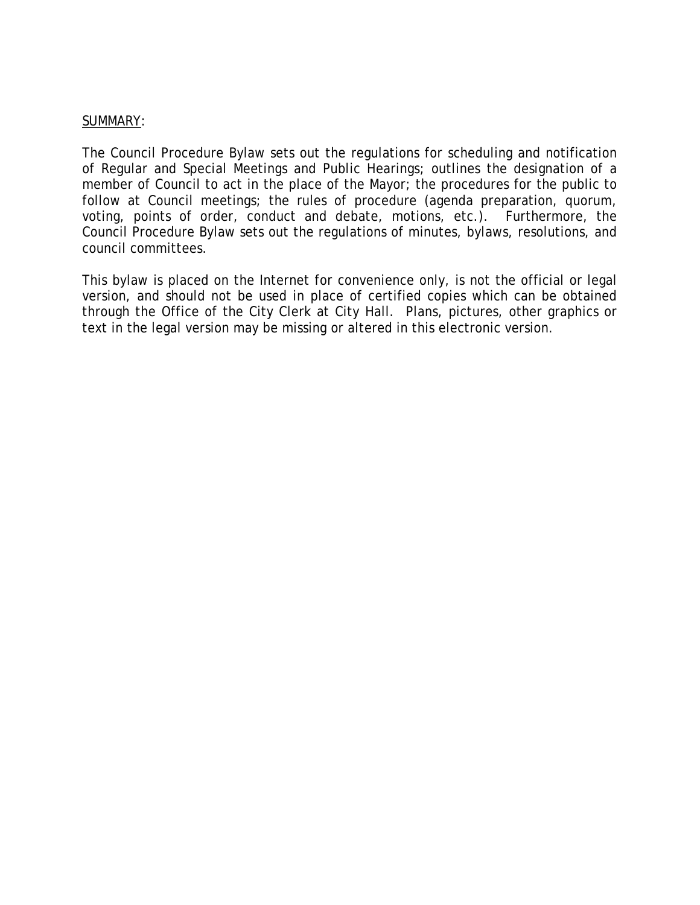SUMMARY:

The Council Procedure Bylaw sets out the regulations for scheduling and notification of Regular and Special Meetings and Public Hearings; outlines the designation of a member of Council to act in the place of the Mayor; the procedures for the public to follow at Council meetings; the rules of procedure (agenda preparation, quorum, voting, points of order, conduct and debate, motions, etc.). Furthermore, the Council Procedure Bylaw sets out the regulations of minutes, bylaws, resolutions, and council committees.

This bylaw is placed on the Internet for convenience only, is not the official or legal version, and should not be used in place of certified copies which can be obtained through the Office of the City Clerk at City Hall. Plans, pictures, other graphics or text in the legal version may be missing or altered in this electronic version.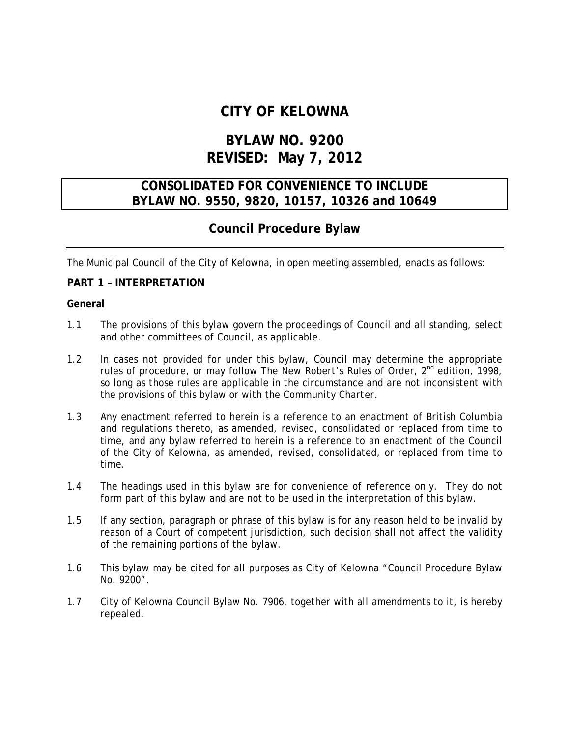# CITY OF KELOWNA

# BYLAW NO. 9200
# REVISED: May 7, 2012

## CONSOLIDATED FOR CONVENIENCE TO INCLUDE BYLAW NO. 9550, 9820, 10157, 10326 and 10649

## Council Procedure Bylaw

---

The Municipal Council of the City of Kelowna, in open meeting assembled, enacts as follows:

### PART 1 – INTERPRETATION

**General**

1.1 The provisions of this bylaw govern the proceedings of Council and all standing, select and other committees of Council, as applicable.

1.2 In cases not provided for under this bylaw, Council may determine the appropriate rules of procedure, or may follow The New Robert's Rules of Order, 2nd edition, 1998, so long as those rules are applicable in the circumstance and are not inconsistent with the provisions of this bylaw or with the *Community Charter*.

1.3 Any enactment referred to herein is a reference to an enactment of British Columbia and regulations thereto, as amended, revised, consolidated or replaced from time to time, and any bylaw referred to herein is a reference to an enactment of the Council of the City of Kelowna, as amended, revised, consolidated, or replaced from time to time.

1.4 The headings used in this bylaw are for convenience of reference only. They do not form part of this bylaw and are not to be used in the interpretation of this bylaw.

1.5 If any section, paragraph or phrase of this bylaw is for any reason held to be invalid by reason of a Court of competent jurisdiction, such decision shall not affect the validity of the remaining portions of the bylaw.

1.6 This bylaw may be cited for all purposes as City of Kelowna "Council Procedure Bylaw No. 9200".

1.7 City of Kelowna Council Bylaw No. 7906, together with all amendments to it, is hereby repealed.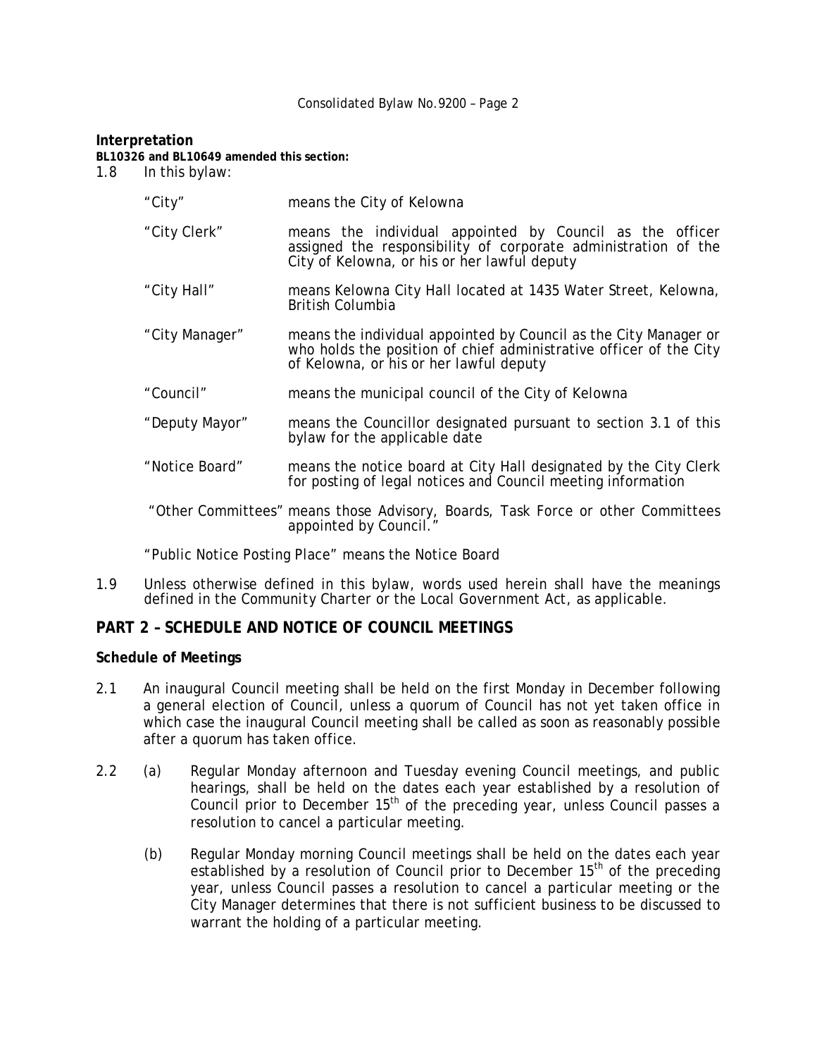**Interpretation**

**BL10326 and BL10649 amended this section:**

1.8 In this bylaw:

| | |
|---|---|
| "City" | means the City of Kelowna |
| "City Clerk" | means the individual appointed by Council as the officer assigned the responsibility of corporate administration of the City of Kelowna, or his or her lawful deputy |
| "City Hall" | means Kelowna City Hall located at 1435 Water Street, Kelowna, British Columbia |
| "City Manager" | means the individual appointed by Council as the City Manager or who holds the position of chief administrative officer of the City of Kelowna, or his or her lawful deputy |
| "Council" | means the municipal council of the City of Kelowna |
| "Deputy Mayor" | means the Councillor designated pursuant to section 3.1 of this bylaw for the applicable date |
| "Notice Board" | means the notice board at City Hall designated by the City Clerk for posting of legal notices and Council meeting information |
| "Other Committees" | means those Advisory, Boards, Task Force or other Committees appointed by Council." |

"Public Notice Posting Place" means the Notice Board

1.9 Unless otherwise defined in this bylaw, words used herein shall have the meanings defined in the *Community Charter* or the *Local Government Act*, as applicable.

## PART 2 – SCHEDULE AND NOTICE OF COUNCIL MEETINGS

**Schedule of Meetings**

2.1 An inaugural Council meeting shall be held on the first Monday in December following a general election of Council, unless a quorum of Council has not yet taken office in which case the inaugural Council meeting shall be called as soon as reasonably possible after a quorum has taken office.

2.2 (a) Regular Monday afternoon and Tuesday evening Council meetings, and public hearings, shall be held on the dates each year established by a resolution of Council prior to December 15th of the preceding year, unless Council passes a resolution to cancel a particular meeting.

(b) Regular Monday morning Council meetings shall be held on the dates each year established by a resolution of Council prior to December 15th of the preceding year, unless Council passes a resolution to cancel a particular meeting or the City Manager determines that there is not sufficient business to be discussed to warrant the holding of a particular meeting.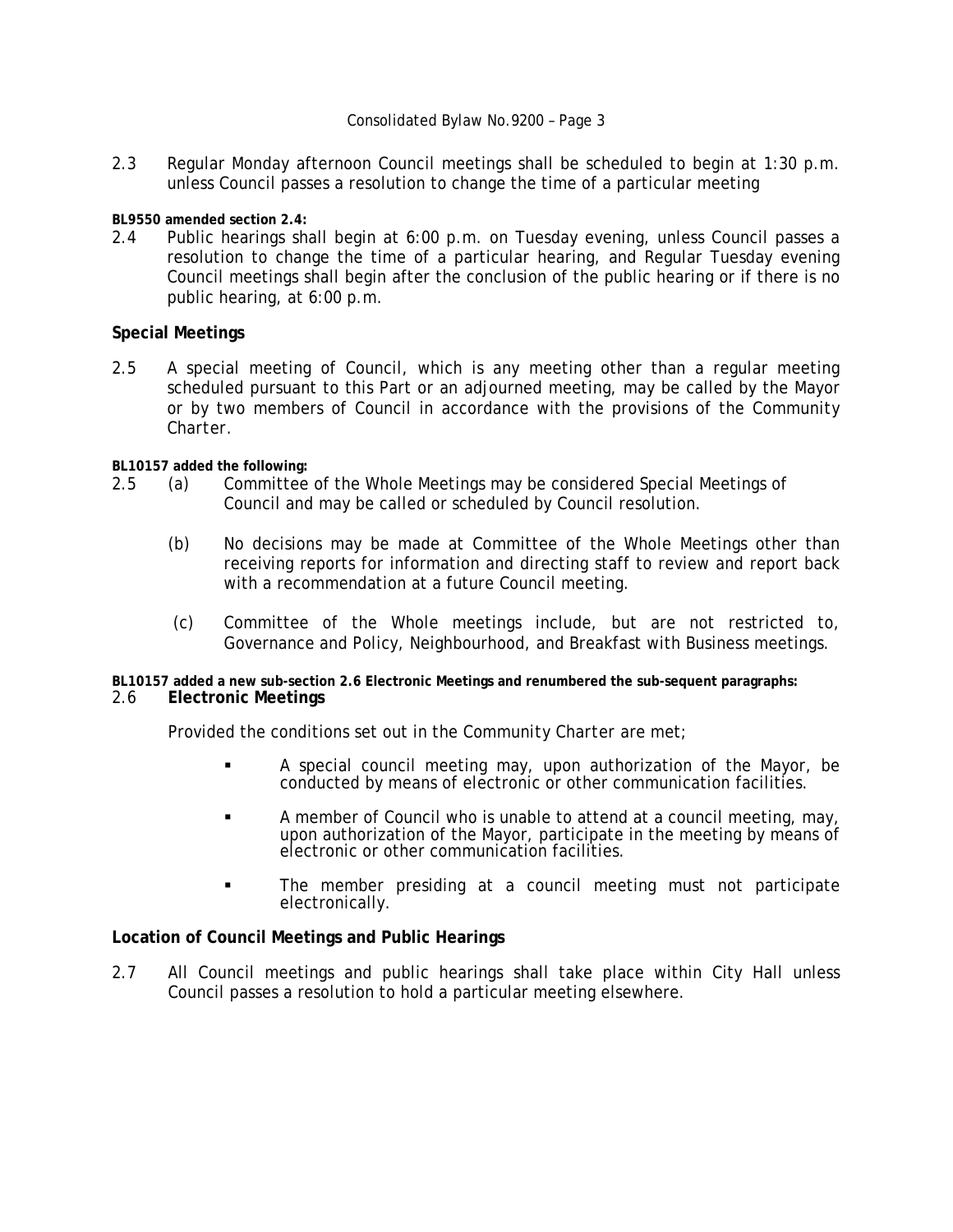2.3 Regular Monday afternoon Council meetings shall be scheduled to begin at 1:30 p.m. unless Council passes a resolution to change the time of a particular meeting

**BL9550 amended section 2.4:**

2.4 Public hearings shall begin at 6:00 p.m. on Tuesday evening, unless Council passes a resolution to change the time of a particular hearing, and Regular Tuesday evening Council meetings shall begin after the conclusion of the public hearing or if there is no public hearing, at 6:00 p.m.

**Special Meetings**

2.5 A special meeting of Council, which is any meeting other than a regular meeting scheduled pursuant to this Part or an adjourned meeting, may be called by the Mayor or by two members of Council in accordance with the provisions of the *Community Charter*.

**BL10157 added the following:**

2.5 (a) Committee of the Whole Meetings may be considered Special Meetings of Council and may be called or scheduled by Council resolution.

(b) No decisions may be made at Committee of the Whole Meetings other than receiving reports for information and directing staff to review and report back with a recommendation at a future Council meeting.

(c) Committee of the Whole meetings include, but are not restricted to, Governance and Policy, Neighbourhood, and Breakfast with Business meetings.

**BL10157 added a new sub-section 2.6 Electronic Meetings and renumbered the sub-sequent paragraphs:**

2.6 **Electronic Meetings**

Provided the conditions set out in the *Community Charter* are met;

- A special council meeting may, upon authorization of the Mayor, be conducted by means of electronic or other communication facilities.
- A member of Council who is unable to attend at a council meeting, may, upon authorization of the Mayor, participate in the meeting by means of electronic or other communication facilities.
- The member presiding at a council meeting must not participate electronically.

**Location of Council Meetings and Public Hearings**

2.7 All Council meetings and public hearings shall take place within City Hall unless Council passes a resolution to hold a particular meeting elsewhere.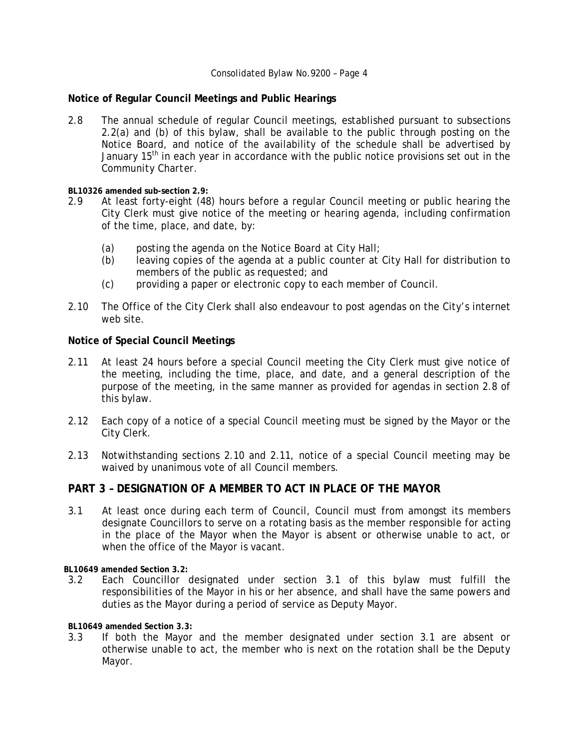**Notice of Regular Council Meetings and Public Hearings**

2.8 The annual schedule of regular Council meetings, established pursuant to subsections 2.2(a) and (b) of this bylaw, shall be available to the public through posting on the Notice Board, and notice of the availability of the schedule shall be advertised by January 15th in each year in accordance with the public notice provisions set out in the *Community Charter*.

**BL10326 amended sub-section 2.9:**

2.9 At least forty-eight (48) hours before a regular Council meeting or public hearing the City Clerk must give notice of the meeting or hearing agenda, including confirmation of the time, place, and date, by:

   (a) posting the agenda on the Notice Board at City Hall;
   (b) leaving copies of the agenda at a public counter at City Hall for distribution to members of the public as requested; and
   (c) providing a paper or electronic copy to each member of Council.

2.10 The Office of the City Clerk shall also endeavour to post agendas on the City's internet web site.

**Notice of Special Council Meetings**

2.11 At least 24 hours before a special Council meeting the City Clerk must give notice of the meeting, including the time, place, and date, and a general description of the purpose of the meeting, in the same manner as provided for agendas in section 2.8 of this bylaw.

2.12 Each copy of a notice of a special Council meeting must be signed by the Mayor or the City Clerk.

2.13 Notwithstanding sections 2.10 and 2.11, notice of a special Council meeting may be waived by unanimous vote of all Council members.

## PART 3 – DESIGNATION OF A MEMBER TO ACT IN PLACE OF THE MAYOR

3.1 At least once during each term of Council, Council must from amongst its members designate Councillors to serve on a rotating basis as the member responsible for acting in the place of the Mayor when the Mayor is absent or otherwise unable to act, or when the office of the Mayor is vacant.

**BL10649 amended Section 3.2:**

3.2 Each Councillor designated under section 3.1 of this bylaw must fulfill the responsibilities of the Mayor in his or her absence, and shall have the same powers and duties as the Mayor during a period of service as Deputy Mayor.

**BL10649 amended Section 3.3:**

3.3 If both the Mayor and the member designated under section 3.1 are absent or otherwise unable to act, the member who is next on the rotation shall be the Deputy Mayor.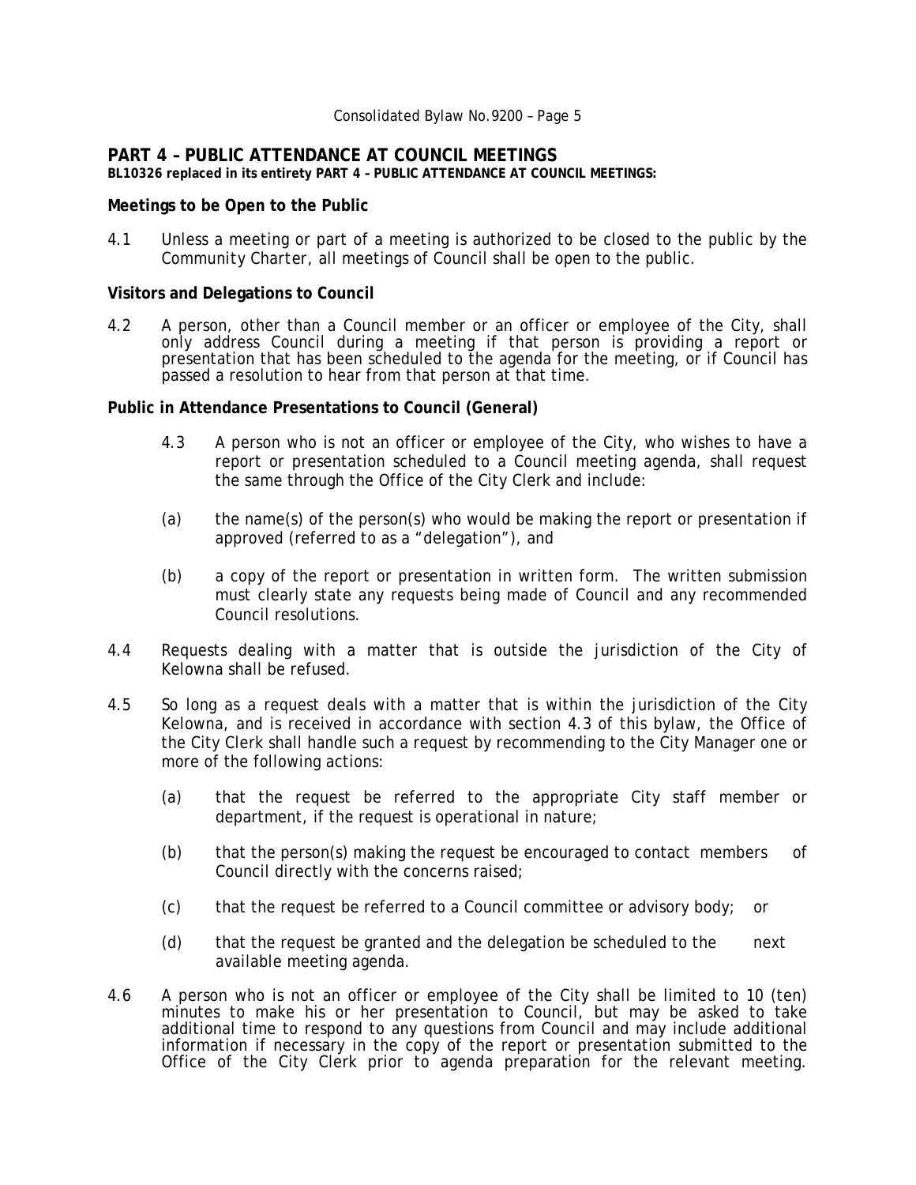## PART 4 – PUBLIC ATTENDANCE AT COUNCIL MEETINGS

**BL10326 replaced in its entirety PART 4 – PUBLIC ATTENDANCE AT COUNCIL MEETINGS:**

**Meetings to be Open to the Public**

4.1 Unless a meeting or part of a meeting is authorized to be closed to the public by the *Community Charter*, all meetings of Council shall be open to the public.

**Visitors and Delegations to Council**

4.2 A person, other than a Council member or an officer or employee of the City, shall only address Council during a meeting if that person is providing a report or presentation that has been scheduled to the agenda for the meeting, or if Council has passed a resolution to hear from that person at that time.

**Public in Attendance Presentations to Council (General)**

4.3 A person who is not an officer or employee of the City, who wishes to have a report or presentation scheduled to a Council meeting agenda, shall request the same through the Office of the City Clerk and include:

(a) the name(s) of the person(s) who would be making the report or presentation if approved (referred to as a "delegation"), and

(b) a copy of the report or presentation in written form. The written submission must clearly state any requests being made of Council and any recommended Council resolutions.

4.4 Requests dealing with a matter that is outside the jurisdiction of the City of Kelowna shall be refused.

4.5 So long as a request deals with a matter that is within the jurisdiction of the City Kelowna, and is received in accordance with section 4.3 of this bylaw, the Office of the City Clerk shall handle such a request by recommending to the City Manager one or more of the following actions:

(a) that the request be referred to the appropriate City staff member or department, if the request is operational in nature;

(b) that the person(s) making the request be encouraged to contact members of Council directly with the concerns raised;

(c) that the request be referred to a Council committee or advisory body; or

(d) that the request be granted and the delegation be scheduled to the next available meeting agenda.

4.6 A person who is not an officer or employee of the City shall be limited to 10 (ten) minutes to make his or her presentation to Council, but may be asked to take additional time to respond to any questions from Council and may include additional information if necessary in the copy of the report or presentation submitted to the Office of the City Clerk prior to agenda preparation for the relevant meeting.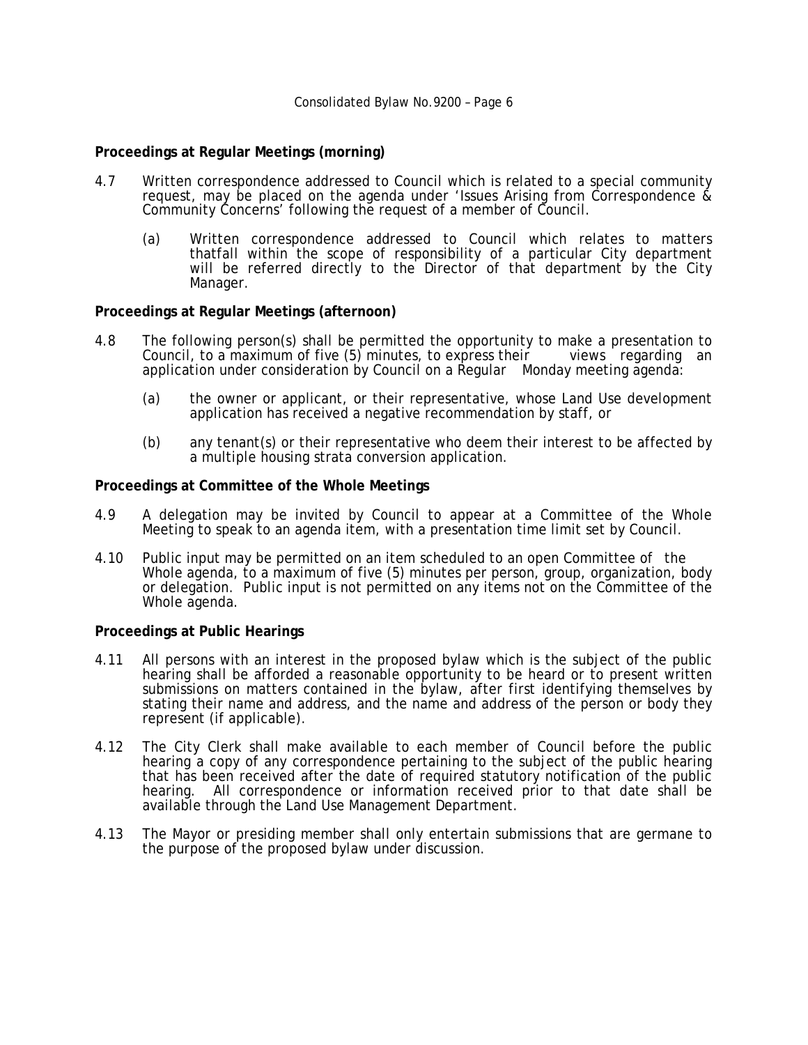**Proceedings at Regular Meetings (morning)**

4.7 Written correspondence addressed to Council which is related to a special community request, may be placed on the agenda under 'Issues Arising from Correspondence & Community Concerns' following the request of a member of Council.

   (a) Written correspondence addressed to Council which relates to matters thatfall within the scope of responsibility of a particular City department will be referred directly to the Director of that department by the City Manager.

**Proceedings at Regular Meetings (afternoon)**

4.8 The following person(s) shall be permitted the opportunity to make a presentation to Council, to a maximum of five (5) minutes, to express their views regarding an application under consideration by Council on a Regular Monday meeting agenda:

   (a) the owner or applicant, or their representative, whose Land Use development application has received a negative recommendation by staff, or

   (b) any tenant(s) or their representative who deem their interest to be affected by a multiple housing strata conversion application.

**Proceedings at Committee of the Whole Meetings**

4.9 A delegation may be invited by Council to appear at a Committee of the Whole Meeting to speak to an agenda item, with a presentation time limit set by Council.

4.10 Public input may be permitted on an item scheduled to an open Committee of the Whole agenda, to a maximum of five (5) minutes per person, group, organization, body or delegation. Public input is not permitted on any items not on the Committee of the Whole agenda.

**Proceedings at Public Hearings**

4.11 All persons with an interest in the proposed bylaw which is the subject of the public hearing shall be afforded a reasonable opportunity to be heard or to present written submissions on matters contained in the bylaw, after first identifying themselves by stating their name and address, and the name and address of the person or body they represent (if applicable).

4.12 The City Clerk shall make available to each member of Council before the public hearing a copy of any correspondence pertaining to the subject of the public hearing that has been received after the date of required statutory notification of the public hearing. All correspondence or information received prior to that date shall be available through the Land Use Management Department.

4.13 The Mayor or presiding member shall only entertain submissions that are germane to the purpose of the proposed bylaw under discussion.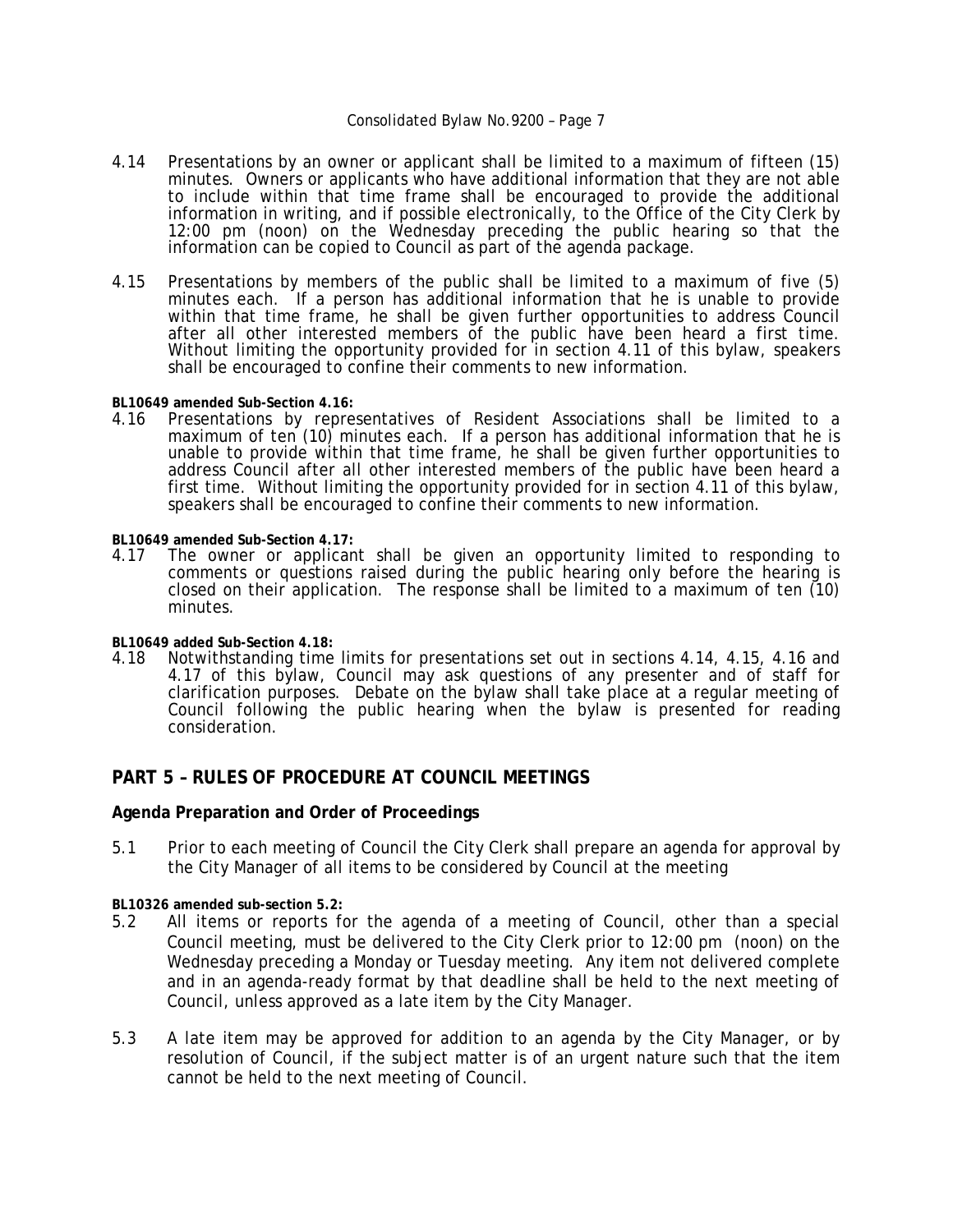4.14 Presentations by an owner or applicant shall be limited to a maximum of fifteen (15) minutes. Owners or applicants who have additional information that they are not able to include within that time frame shall be encouraged to provide the additional information in writing, and if possible electronically, to the Office of the City Clerk by 12:00 pm (noon) on the Wednesday preceding the public hearing so that the information can be copied to Council as part of the agenda package.

4.15 Presentations by members of the public shall be limited to a maximum of five (5) minutes each. If a person has additional information that he is unable to provide within that time frame, he shall be given further opportunities to address Council after all other interested members of the public have been heard a first time. Without limiting the opportunity provided for in section 4.11 of this bylaw, speakers shall be encouraged to confine their comments to new information.

**BL10649 amended Sub-Section 4.16:**

4.16 Presentations by representatives of Resident Associations shall be limited to a maximum of ten (10) minutes each. If a person has additional information that he is unable to provide within that time frame, he shall be given further opportunities to address Council after all other interested members of the public have been heard a first time. Without limiting the opportunity provided for in section 4.11 of this bylaw, speakers shall be encouraged to confine their comments to new information.

**BL10649 amended Sub-Section 4.17:**

4.17 The owner or applicant shall be given an opportunity limited to responding to comments or questions raised during the public hearing only before the hearing is closed on their application. The response shall be limited to a maximum of ten (10) minutes.

**BL10649 added Sub-Section 4.18:**

4.18 Notwithstanding time limits for presentations set out in sections 4.14, 4.15, 4.16 and 4.17 of this bylaw, Council may ask questions of any presenter and of staff for clarification purposes. Debate on the bylaw shall take place at a regular meeting of Council following the public hearing when the bylaw is presented for reading consideration.

## PART 5 – RULES OF PROCEDURE AT COUNCIL MEETINGS

### Agenda Preparation and Order of Proceedings

5.1 Prior to each meeting of Council the City Clerk shall prepare an agenda for approval by the City Manager of all items to be considered by Council at the meeting

**BL10326 amended sub-section 5.2:**

5.2 All items or reports for the agenda of a meeting of Council, other than a special Council meeting, must be delivered to the City Clerk prior to 12:00 pm (noon) on the Wednesday preceding a Monday or Tuesday meeting. Any item not delivered complete and in an agenda-ready format by that deadline shall be held to the next meeting of Council, unless approved as a late item by the City Manager.

5.3 A late item may be approved for addition to an agenda by the City Manager, or by resolution of Council, if the subject matter is of an urgent nature such that the item cannot be held to the next meeting of Council.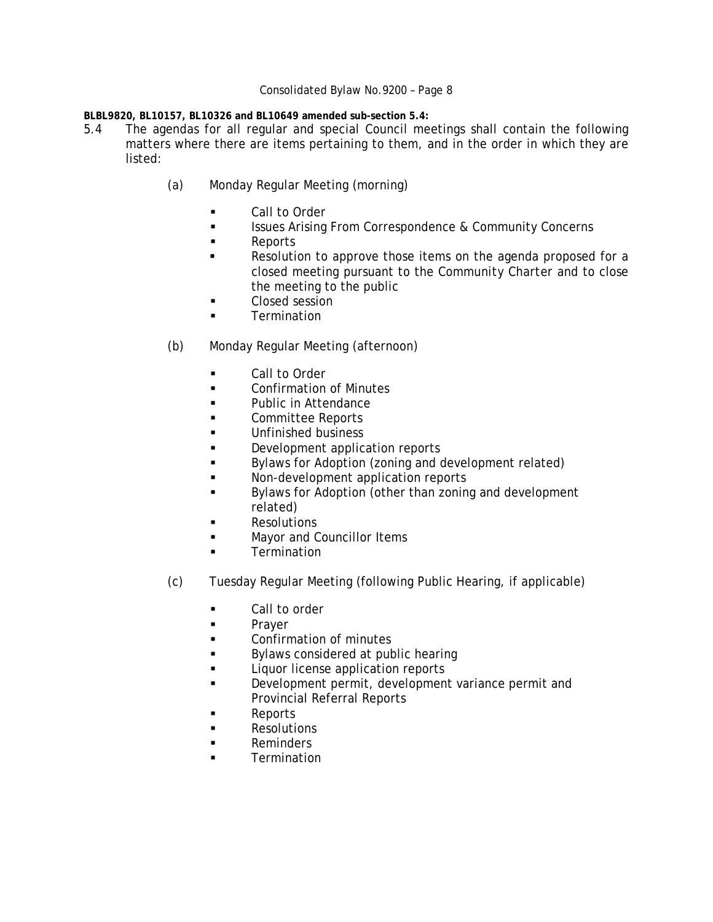**BLBL9820, BL10157, BL10326 and BL10649 amended sub-section 5.4:**

5.4 The agendas for all regular and special Council meetings shall contain the following matters where there are items pertaining to them, and in the order in which they are listed:

(a) Monday Regular Meeting (morning)

- Call to Order
- Issues Arising From Correspondence & Community Concerns
- Reports
- Resolution to approve those items on the agenda proposed for a closed meeting pursuant to the Community Charter and to close the meeting to the public
- Closed session
- Termination

(b) Monday Regular Meeting (afternoon)

- Call to Order
- Confirmation of Minutes
- Public in Attendance
- Committee Reports
- Unfinished business
- Development application reports
- Bylaws for Adoption (zoning and development related)
- Non-development application reports
- Bylaws for Adoption (other than zoning and development related)
- Resolutions
- Mayor and Councillor Items
- Termination

(c) Tuesday Regular Meeting (following Public Hearing, if applicable)

- Call to order
- Prayer
- Confirmation of minutes
- Bylaws considered at public hearing
- Liquor license application reports
- Development permit, development variance permit and Provincial Referral Reports
- Reports
- Resolutions
- Reminders
- Termination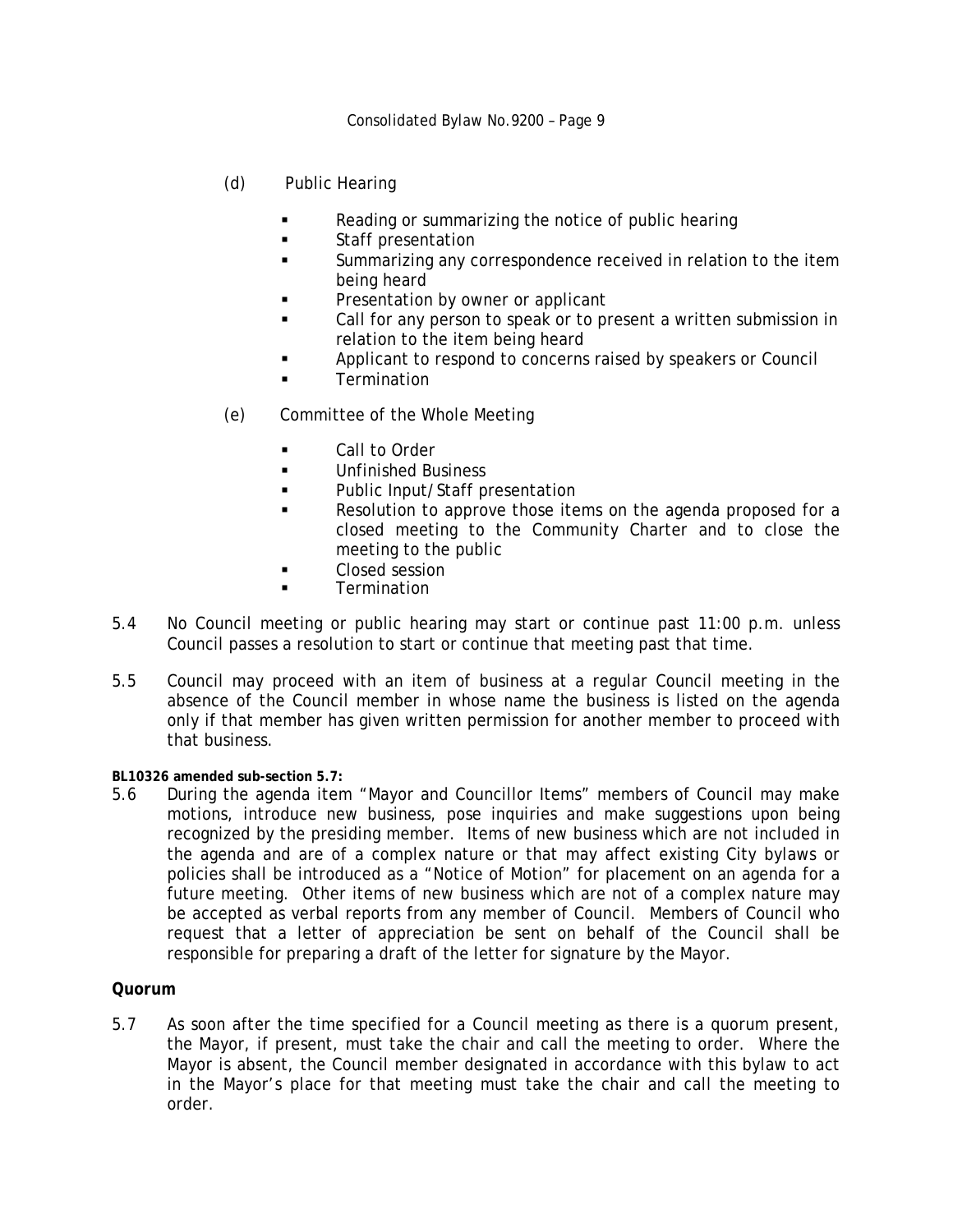(d) Public Hearing

- Reading or summarizing the notice of public hearing
- Staff presentation
- Summarizing any correspondence received in relation to the item being heard
- Presentation by owner or applicant
- Call for any person to speak or to present a written submission in relation to the item being heard
- Applicant to respond to concerns raised by speakers or Council
- Termination

(e) Committee of the Whole Meeting

- Call to Order
- Unfinished Business
- Public Input/Staff presentation
- Resolution to approve those items on the agenda proposed for a closed meeting to the Community Charter and to close the meeting to the public
- Closed session
- Termination

5.4 No Council meeting or public hearing may start or continue past 11:00 p.m. unless Council passes a resolution to start or continue that meeting past that time.

5.5 Council may proceed with an item of business at a regular Council meeting in the absence of the Council member in whose name the business is listed on the agenda only if that member has given written permission for another member to proceed with that business.

**BL10326 amended sub-section 5.7:**

5.6 During the agenda item "Mayor and Councillor Items" members of Council may make motions, introduce new business, pose inquiries and make suggestions upon being recognized by the presiding member. Items of new business which are not included in the agenda and are of a complex nature or that may affect existing City bylaws or policies shall be introduced as a "Notice of Motion" for placement on an agenda for a future meeting. Other items of new business which are not of a complex nature may be accepted as verbal reports from any member of Council. Members of Council who request that a letter of appreciation be sent on behalf of the Council shall be responsible for preparing a draft of the letter for signature by the Mayor.

## Quorum

5.7 As soon after the time specified for a Council meeting as there is a quorum present, the Mayor, if present, must take the chair and call the meeting to order. Where the Mayor is absent, the Council member designated in accordance with this bylaw to act in the Mayor's place for that meeting must take the chair and call the meeting to order.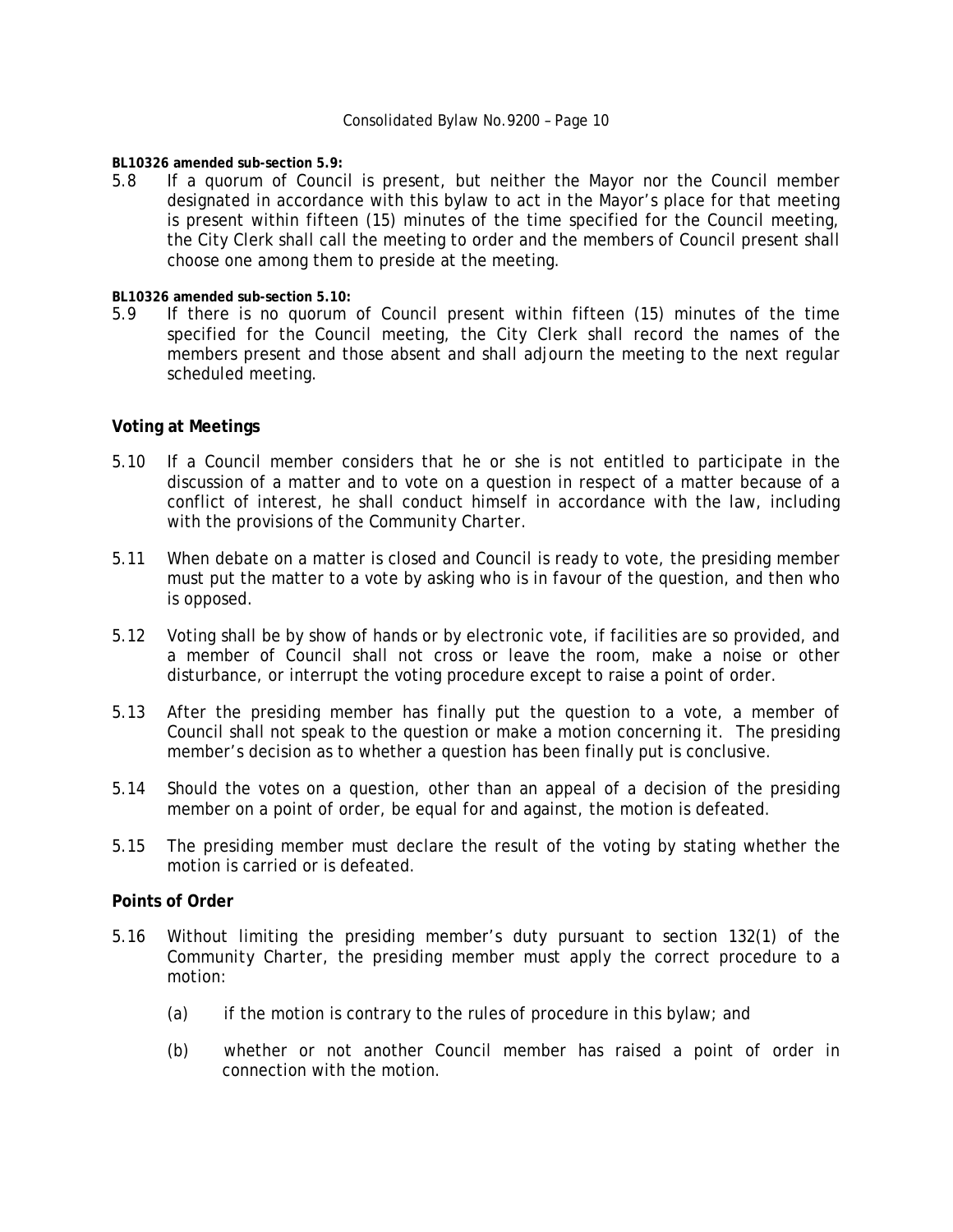**BL10326 amended sub-section 5.9:**

5.8 If a quorum of Council is present, but neither the Mayor nor the Council member designated in accordance with this bylaw to act in the Mayor's place for that meeting is present within fifteen (15) minutes of the time specified for the Council meeting, the City Clerk shall call the meeting to order and the members of Council present shall choose one among them to preside at the meeting.

**BL10326 amended sub-section 5.10:**

5.9 If there is no quorum of Council present within fifteen (15) minutes of the time specified for the Council meeting, the City Clerk shall record the names of the members present and those absent and shall adjourn the meeting to the next regular scheduled meeting.

### Voting at Meetings

5.10 If a Council member considers that he or she is not entitled to participate in the discussion of a matter and to vote on a question in respect of a matter because of a conflict of interest, he shall conduct himself in accordance with the law, including with the provisions of the *Community Charter*.

5.11 When debate on a matter is closed and Council is ready to vote, the presiding member must put the matter to a vote by asking who is in favour of the question, and then who is opposed.

5.12 Voting shall be by show of hands or by electronic vote, if facilities are so provided, and a member of Council shall not cross or leave the room, make a noise or other disturbance, or interrupt the voting procedure except to raise a point of order.

5.13 After the presiding member has finally put the question to a vote, a member of Council shall not speak to the question or make a motion concerning it. The presiding member's decision as to whether a question has been finally put is conclusive.

5.14 Should the votes on a question, other than an appeal of a decision of the presiding member on a point of order, be equal for and against, the motion is defeated.

5.15 The presiding member must declare the result of the voting by stating whether the motion is carried or is defeated.

### Points of Order

5.16 Without limiting the presiding member's duty pursuant to section 132(1) of the *Community Charter*, the presiding member must apply the correct procedure to a motion:

(a) if the motion is contrary to the rules of procedure in this bylaw; and

(b) whether or not another Council member has raised a point of order in connection with the motion.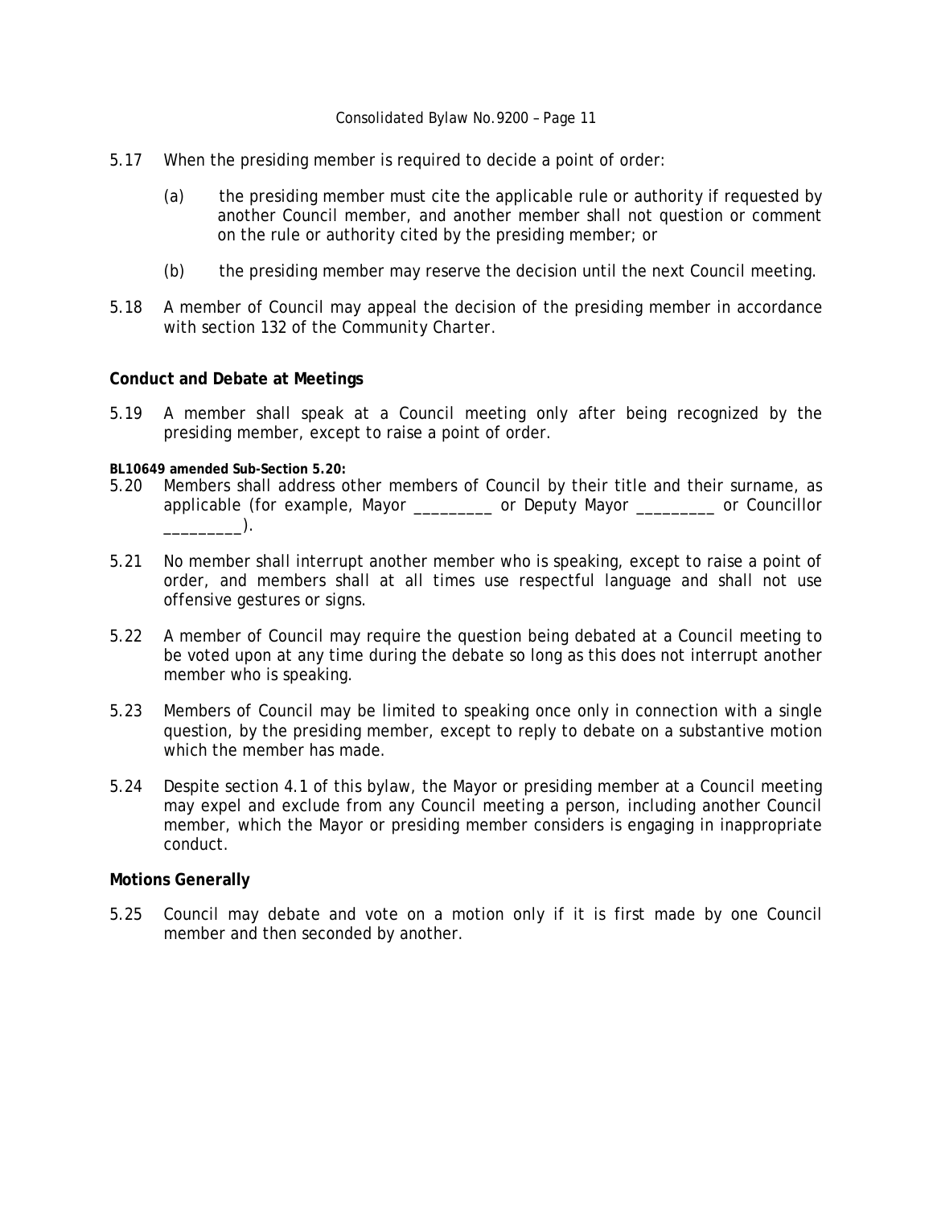5.17 When the presiding member is required to decide a point of order:

(a) the presiding member must cite the applicable rule or authority if requested by another Council member, and another member shall not question or comment on the rule or authority cited by the presiding member; or

(b) the presiding member may reserve the decision until the next Council meeting.

5.18 A member of Council may appeal the decision of the presiding member in accordance with section 132 of the *Community Charter*.

**Conduct and Debate at Meetings**

5.19 A member shall speak at a Council meeting only after being recognized by the presiding member, except to raise a point of order.

**BL10649 amended Sub-Section 5.20:**

5.20 Members shall address other members of Council by their title and their surname, as applicable (for example, Mayor _________ or Deputy Mayor _________ or Councillor _________).

5.21 No member shall interrupt another member who is speaking, except to raise a point of order, and members shall at all times use respectful language and shall not use offensive gestures or signs.

5.22 A member of Council may require the question being debated at a Council meeting to be voted upon at any time during the debate so long as this does not interrupt another member who is speaking.

5.23 Members of Council may be limited to speaking once only in connection with a single question, by the presiding member, except to reply to debate on a substantive motion which the member has made.

5.24 Despite section 4.1 of this bylaw, the Mayor or presiding member at a Council meeting may expel and exclude from any Council meeting a person, including another Council member, which the Mayor or presiding member considers is engaging in inappropriate conduct.

**Motions Generally**

5.25 Council may debate and vote on a motion only if it is first made by one Council member and then seconded by another.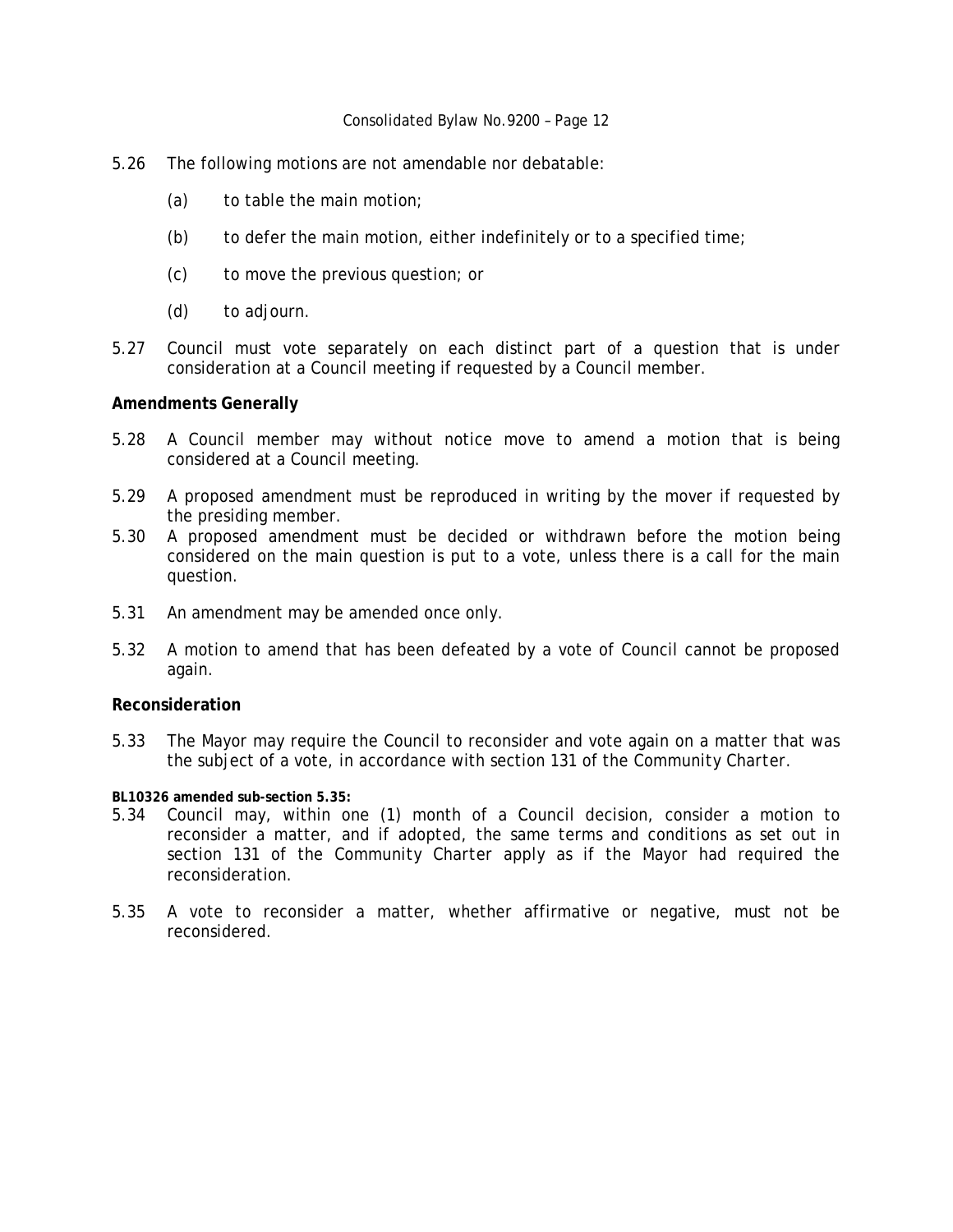5.26 The following motions are not amendable nor debatable:

(a) to table the main motion;

(b) to defer the main motion, either indefinitely or to a specified time;

(c) to move the previous question; or

(d) to adjourn.

5.27 Council must vote separately on each distinct part of a question that is under consideration at a Council meeting if requested by a Council member.

**Amendments Generally**

5.28 A Council member may without notice move to amend a motion that is being considered at a Council meeting.

5.29 A proposed amendment must be reproduced in writing by the mover if requested by the presiding member.

5.30 A proposed amendment must be decided or withdrawn before the motion being considered on the main question is put to a vote, unless there is a call for the main question.

5.31 An amendment may be amended once only.

5.32 A motion to amend that has been defeated by a vote of Council cannot be proposed again.

**Reconsideration**

5.33 The Mayor may require the Council to reconsider and vote again on a matter that was the subject of a vote, in accordance with section 131 of the *Community Charter*.

**BL10326 amended sub-section 5.35:**

5.34 Council may, within one (1) month of a Council decision, consider a motion to reconsider a matter, and if adopted, the same terms and conditions as set out in section 131 of the *Community Charter* apply as if the Mayor had required the reconsideration.

5.35 A vote to reconsider a matter, whether affirmative or negative, must not be reconsidered.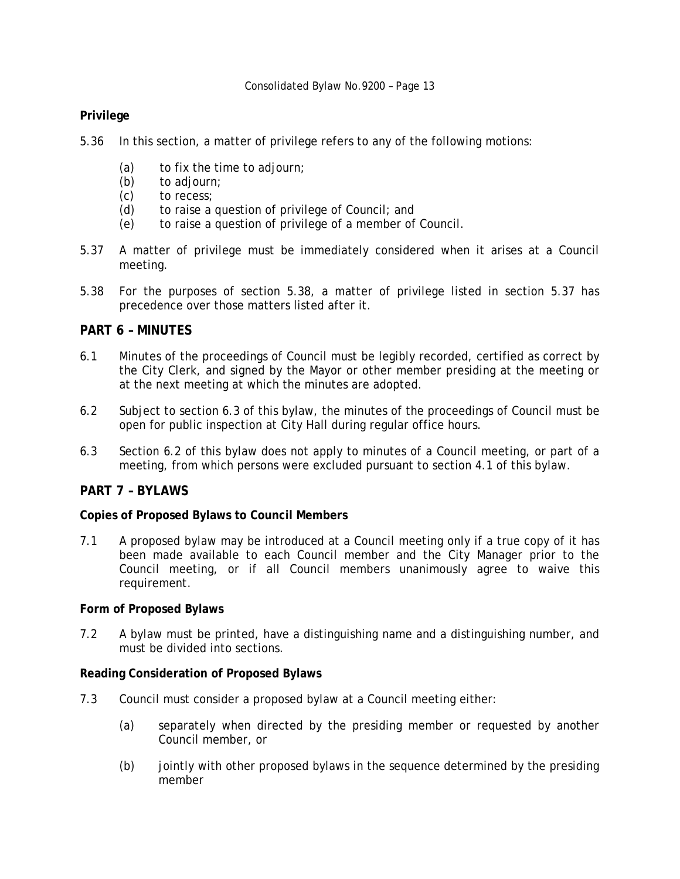**Privilege**

5.36 In this section, a matter of privilege refers to any of the following motions:

- (a) to fix the time to adjourn;
- (b) to adjourn;
- (c) to recess;
- (d) to raise a question of privilege of Council; and
- (e) to raise a question of privilege of a member of Council.

5.37 A matter of privilege must be immediately considered when it arises at a Council meeting.

5.38 For the purposes of section 5.38, a matter of privilege listed in section 5.37 has precedence over those matters listed after it.

## PART 6 – MINUTES

6.1 Minutes of the proceedings of Council must be legibly recorded, certified as correct by the City Clerk, and signed by the Mayor or other member presiding at the meeting or at the next meeting at which the minutes are adopted.

6.2 Subject to section 6.3 of this bylaw, the minutes of the proceedings of Council must be open for public inspection at City Hall during regular office hours.

6.3 Section 6.2 of this bylaw does not apply to minutes of a Council meeting, or part of a meeting, from which persons were excluded pursuant to section 4.1 of this bylaw.

## PART 7 – BYLAWS

**Copies of Proposed Bylaws to Council Members**

7.1 A proposed bylaw may be introduced at a Council meeting only if a true copy of it has been made available to each Council member and the City Manager prior to the Council meeting, or if all Council members unanimously agree to waive this requirement.

**Form of Proposed Bylaws**

7.2 A bylaw must be printed, have a distinguishing name and a distinguishing number, and must be divided into sections.

**Reading Consideration of Proposed Bylaws**

7.3 Council must consider a proposed bylaw at a Council meeting either:

- (a) separately when directed by the presiding member or requested by another Council member, or
- (b) jointly with other proposed bylaws in the sequence determined by the presiding member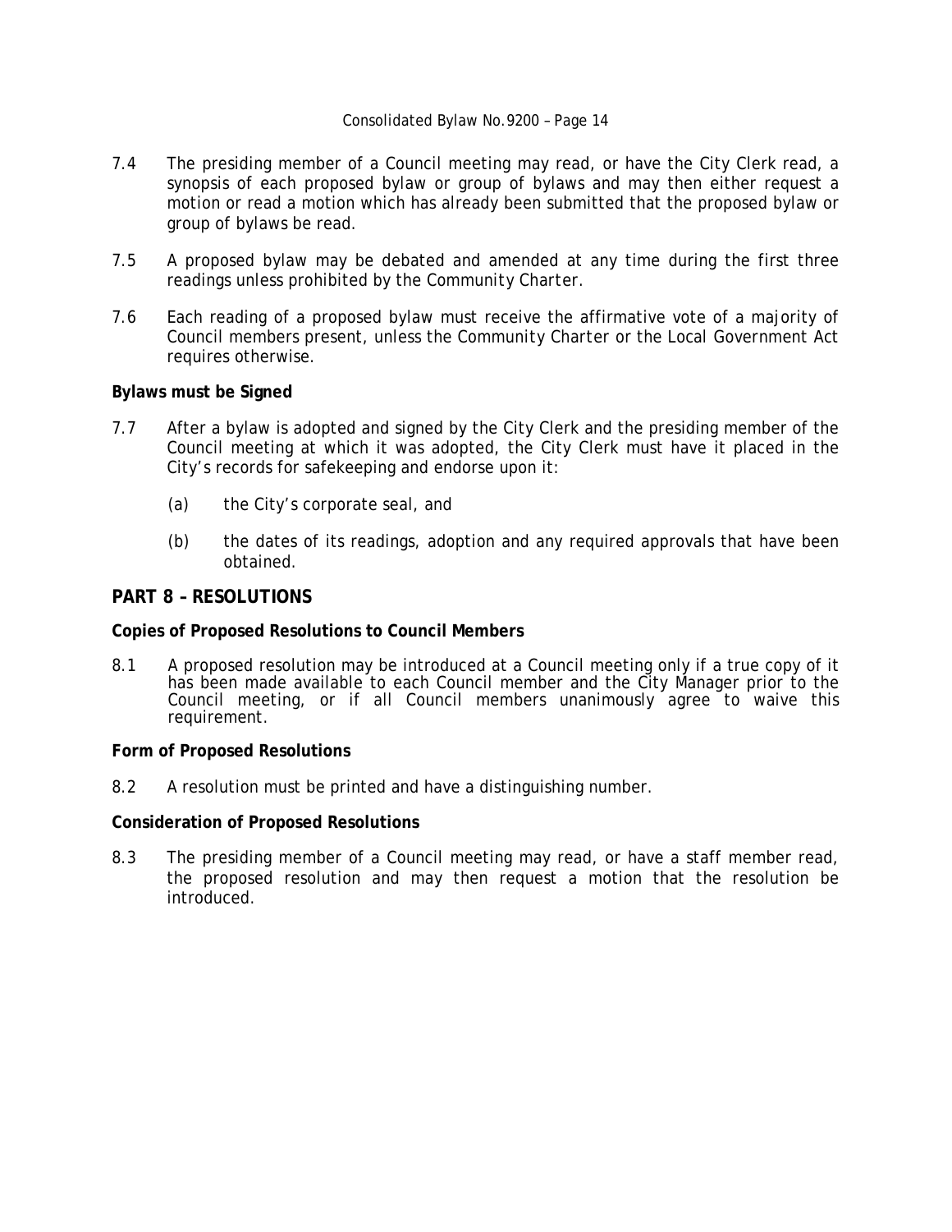7.4 The presiding member of a Council meeting may read, or have the City Clerk read, a synopsis of each proposed bylaw or group of bylaws and may then either request a motion or read a motion which has already been submitted that the proposed bylaw or group of bylaws be read.

7.5 A proposed bylaw may be debated and amended at any time during the first three readings unless prohibited by the *Community Charter*.

7.6 Each reading of a proposed bylaw must receive the affirmative vote of a majority of Council members present, unless the *Community Charter* or the *Local Government Act* requires otherwise.

**Bylaws must be Signed**

7.7 After a bylaw is adopted and signed by the City Clerk and the presiding member of the Council meeting at which it was adopted, the City Clerk must have it placed in the City's records for safekeeping and endorse upon it:

(a) the City's corporate seal, and

(b) the dates of its readings, adoption and any required approvals that have been obtained.

## PART 8 – RESOLUTIONS

**Copies of Proposed Resolutions to Council Members**

8.1 A proposed resolution may be introduced at a Council meeting only if a true copy of it has been made available to each Council member and the City Manager prior to the Council meeting, or if all Council members unanimously agree to waive this requirement.

**Form of Proposed Resolutions**

8.2 A resolution must be printed and have a distinguishing number.

**Consideration of Proposed Resolutions**

8.3 The presiding member of a Council meeting may read, or have a staff member read, the proposed resolution and may then request a motion that the resolution be introduced.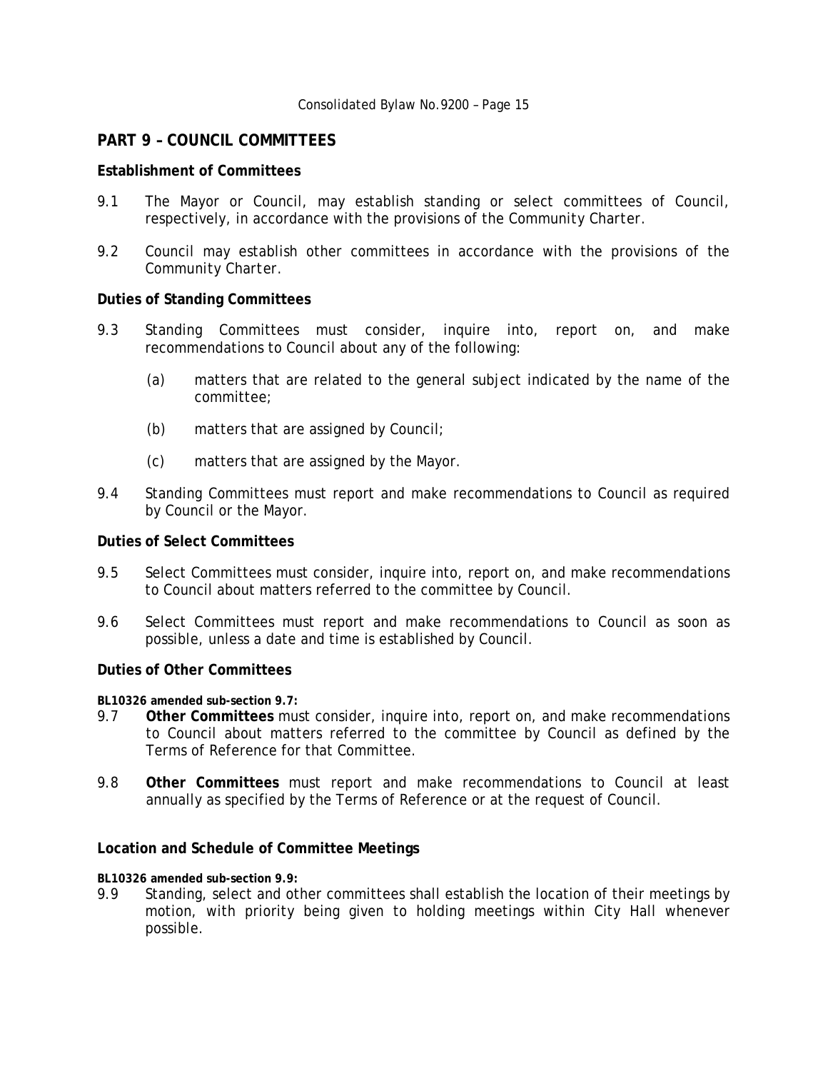## PART 9 – COUNCIL COMMITTEES

### Establishment of Committees

9.1 The Mayor or Council, may establish standing or select committees of Council, respectively, in accordance with the provisions of the *Community Charter*.

9.2 Council may establish other committees in accordance with the provisions of the *Community Charter*.

### Duties of Standing Committees

9.3 Standing Committees must consider, inquire into, report on, and make recommendations to Council about any of the following:

- (a) matters that are related to the general subject indicated by the name of the committee;
- (b) matters that are assigned by Council;
- (c) matters that are assigned by the Mayor.

9.4 Standing Committees must report and make recommendations to Council as required by Council or the Mayor.

### Duties of Select Committees

9.5 Select Committees must consider, inquire into, report on, and make recommendations to Council about matters referred to the committee by Council.

9.6 Select Committees must report and make recommendations to Council as soon as possible, unless a date and time is established by Council.

### Duties of Other Committees

**BL10326 amended sub-section 9.7:**

9.7 **Other Committees** must consider, inquire into, report on, and make recommendations to Council about matters referred to the committee by Council as defined by the Terms of Reference for that Committee.

9.8 **Other Committees** must report and make recommendations to Council at least annually as specified by the Terms of Reference or at the request of Council.

### Location and Schedule of Committee Meetings

**BL10326 amended sub-section 9.9:**

9.9 Standing, select and other committees shall establish the location of their meetings by motion, with priority being given to holding meetings within City Hall whenever possible.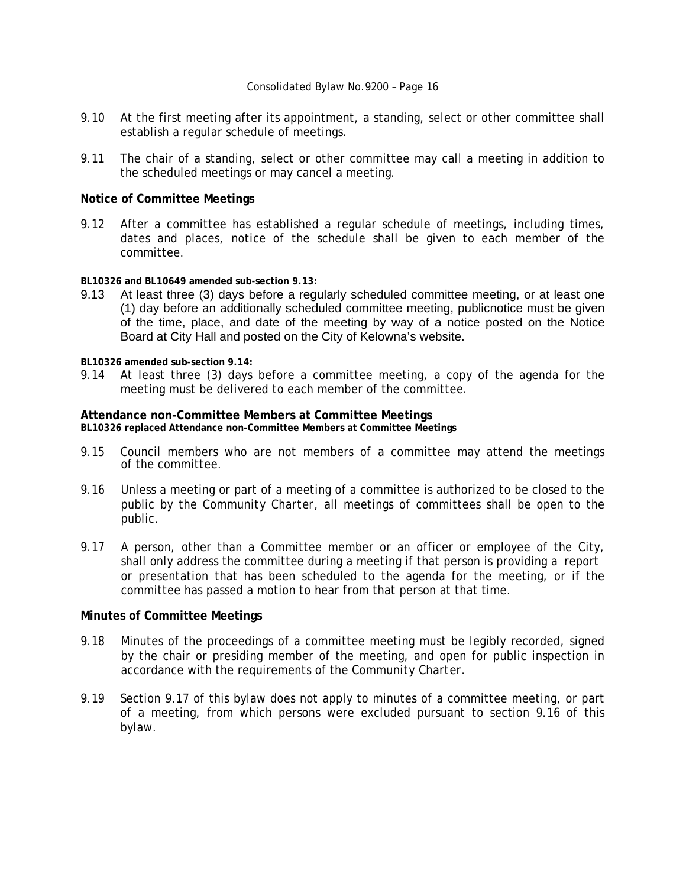9.10 At the first meeting after its appointment, a standing, select or other committee shall establish a regular schedule of meetings.

9.11 The chair of a standing, select or other committee may call a meeting in addition to the scheduled meetings or may cancel a meeting.

**Notice of Committee Meetings**

9.12 After a committee has established a regular schedule of meetings, including times, dates and places, notice of the schedule shall be given to each member of the committee.

**BL10326 and BL10649 amended sub-section 9.13:**

9.13 At least three (3) days before a regularly scheduled committee meeting, or at least one (1) day before an additionally scheduled committee meeting, publicnotice must be given of the time, place, and date of the meeting by way of a notice posted on the Notice Board at City Hall and posted on the City of Kelowna's website.

**BL10326 amended sub-section 9.14:**

9.14 At least three (3) days before a committee meeting, a copy of the agenda for the meeting must be delivered to each member of the committee.

**Attendance non-Committee Members at Committee Meetings**
**BL10326 replaced Attendance non-Committee Members at Committee Meetings**

9.15 Council members who are not members of a committee may attend the meetings of the committee.

9.16 Unless a meeting or part of a meeting of a committee is authorized to be closed to the public by the *Community Charter*, all meetings of committees shall be open to the public.

9.17 A person, other than a Committee member or an officer or employee of the City, shall only address the committee during a meeting if that person is providing a report or presentation that has been scheduled to the agenda for the meeting, or if the committee has passed a motion to hear from that person at that time.

**Minutes of Committee Meetings**

9.18 Minutes of the proceedings of a committee meeting must be legibly recorded, signed by the chair or presiding member of the meeting, and open for public inspection in accordance with the requirements of the *Community Charter*.

9.19 Section 9.17 of this bylaw does not apply to minutes of a committee meeting, or part of a meeting, from which persons were excluded pursuant to section 9.16 of this bylaw.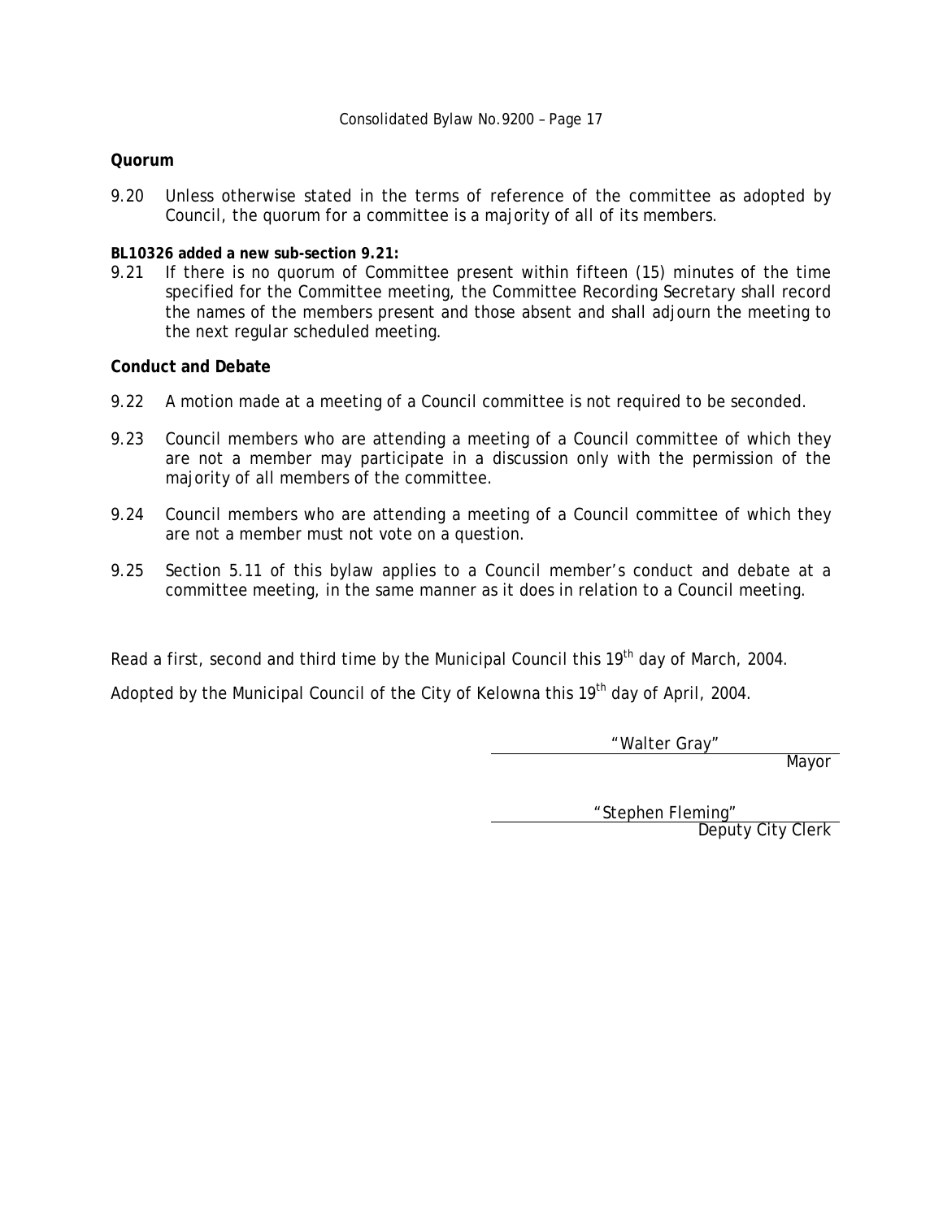**Quorum**

9.20 Unless otherwise stated in the terms of reference of the committee as adopted by Council, the quorum for a committee is a majority of all of its members.

**BL10326 added a new sub-section 9.21:**

9.21 If there is no quorum of Committee present within fifteen (15) minutes of the time specified for the Committee meeting, the Committee Recording Secretary shall record the names of the members present and those absent and shall adjourn the meeting to the next regular scheduled meeting.

**Conduct and Debate**

9.22 A motion made at a meeting of a Council committee is not required to be seconded.

9.23 Council members who are attending a meeting of a Council committee of which they are not a member may participate in a discussion only with the permission of the majority of all members of the committee.

9.24 Council members who are attending a meeting of a Council committee of which they are not a member must not vote on a question.

9.25 Section 5.11 of this bylaw applies to a Council member's conduct and debate at a committee meeting, in the same manner as it does in relation to a Council meeting.

Read a first, second and third time by the Municipal Council this 19th day of March, 2004.

Adopted by the Municipal Council of the City of Kelowna this 19th day of April, 2004.

"Walter Gray"
Mayor

"Stephen Fleming"
Deputy City Clerk